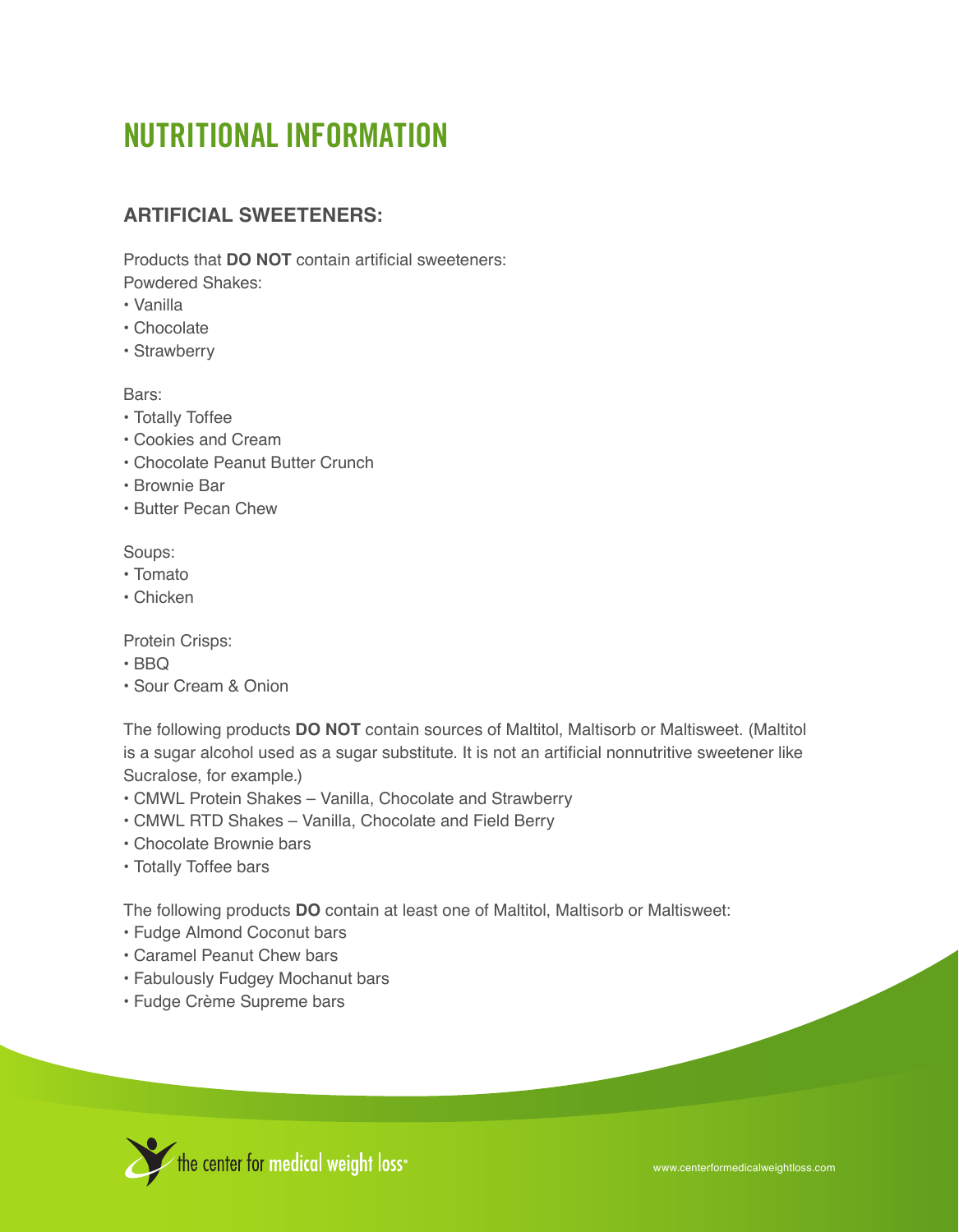# NUTRITIONAL INFORMATION

## ARTIFICIAL SWEETENERS:

Products that **DO NOT** contain artificial sweeteners:

Powdered Shakes:

- Vanilla
- Chocolate
- Strawberry

Bars:

- Totally Toffee
- Cookies and Cream
- Chocolate Peanut Butter Crunch
- Brownie Bar
- Butter Pecan Chew

Soups:

- Tomato
- Chicken

Protein Crisps:

- BBQ
- Sour Cream & Onion

The following products **DO NOT** contain sources of Maltitol, Maltisorb or Maltisweet. (Maltitol is a sugar alcohol used as a sugar substitute. It is not an artificial nonnutritive sweetener like Sucralose, for example.)

- CMWL Protein Shakes – Vanilla, Chocolate and Strawberry
- CMWL RTD Shakes – Vanilla, Chocolate and Field Berry
- Chocolate Brownie bars
- Totally Toffee bars

The following products **DO** contain at least one of Maltitol, Maltisorb or Maltisweet:

- Fudge Almond Coconut bars
- Caramel Peanut Chew bars
- Fabulously Fudgey Mochanut bars
- Fudge Crème Supreme bars

the center for medical weight loss®

www.centerformedicalweightloss.com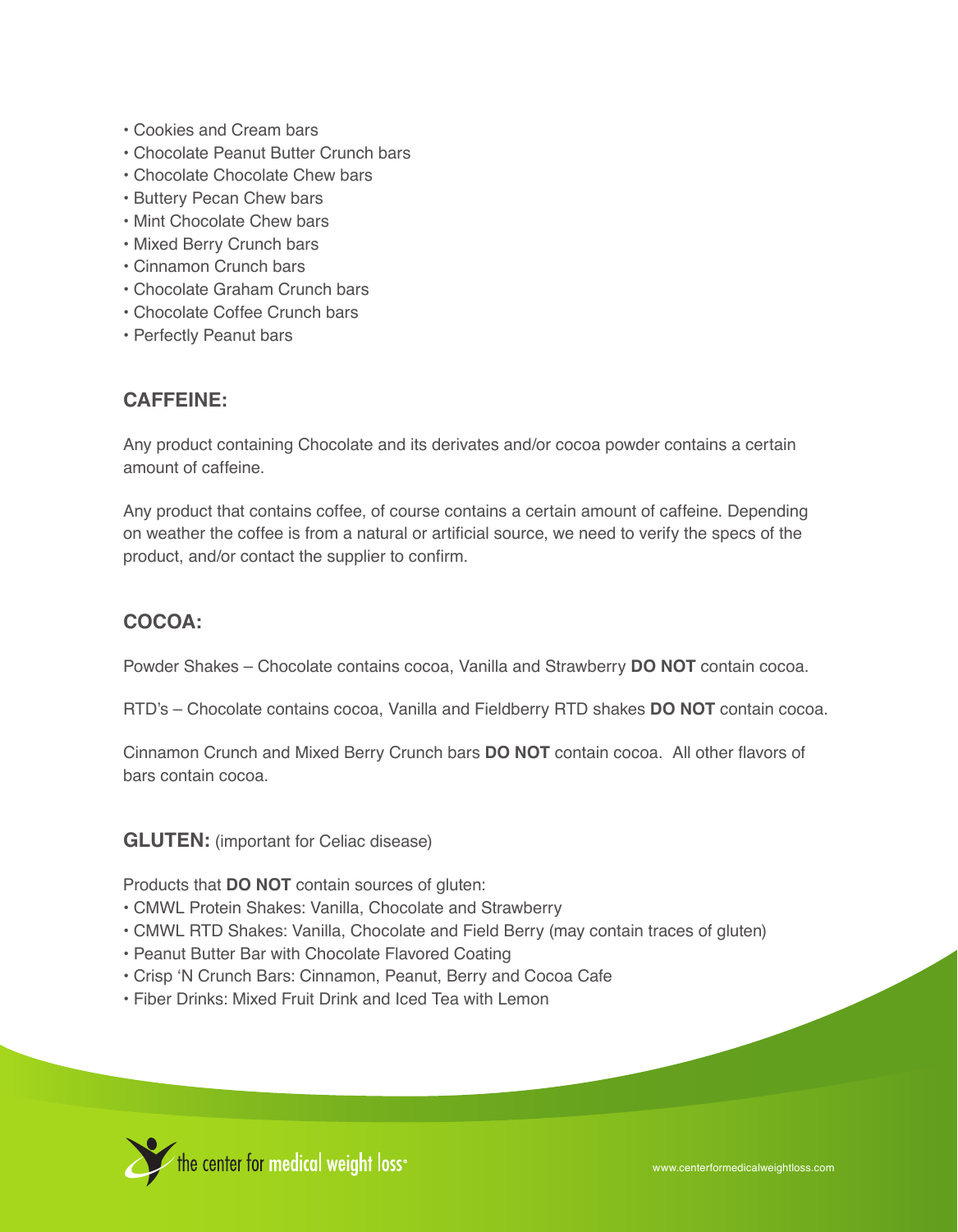- Cookies and Cream bars
- Chocolate Peanut Butter Crunch bars
- Chocolate Chocolate Chew bars
- Buttery Pecan Chew bars
- Mint Chocolate Chew bars
- Mixed Berry Crunch bars
- Cinnamon Crunch bars
- Chocolate Graham Crunch bars
- Chocolate Coffee Crunch bars
- Perfectly Peanut bars

## CAFFEINE:

Any product containing Chocolate and its derivates and/or cocoa powder contains a certain amount of caffeine.

Any product that contains coffee, of course contains a certain amount of caffeine. Depending on weather the coffee is from a natural or artificial source, we need to verify the specs of the product, and/or contact the supplier to confirm.

## COCOA:

Powder Shakes – Chocolate contains cocoa, Vanilla and Strawberry **DO NOT** contain cocoa.

RTD's – Chocolate contains cocoa, Vanilla and Fieldberry RTD shakes **DO NOT** contain cocoa.

Cinnamon Crunch and Mixed Berry Crunch bars **DO NOT** contain cocoa. All other flavors of bars contain cocoa.

## GLUTEN: (important for Celiac disease)

Products that **DO NOT** contain sources of gluten:

- CMWL Protein Shakes: Vanilla, Chocolate and Strawberry
- CMWL RTD Shakes: Vanilla, Chocolate and Field Berry (may contain traces of gluten)
- Peanut Butter Bar with Chocolate Flavored Coating
- Crisp 'N Crunch Bars: Cinnamon, Peanut, Berry and Cocoa Cafe
- Fiber Drinks: Mixed Fruit Drink and Iced Tea with Lemon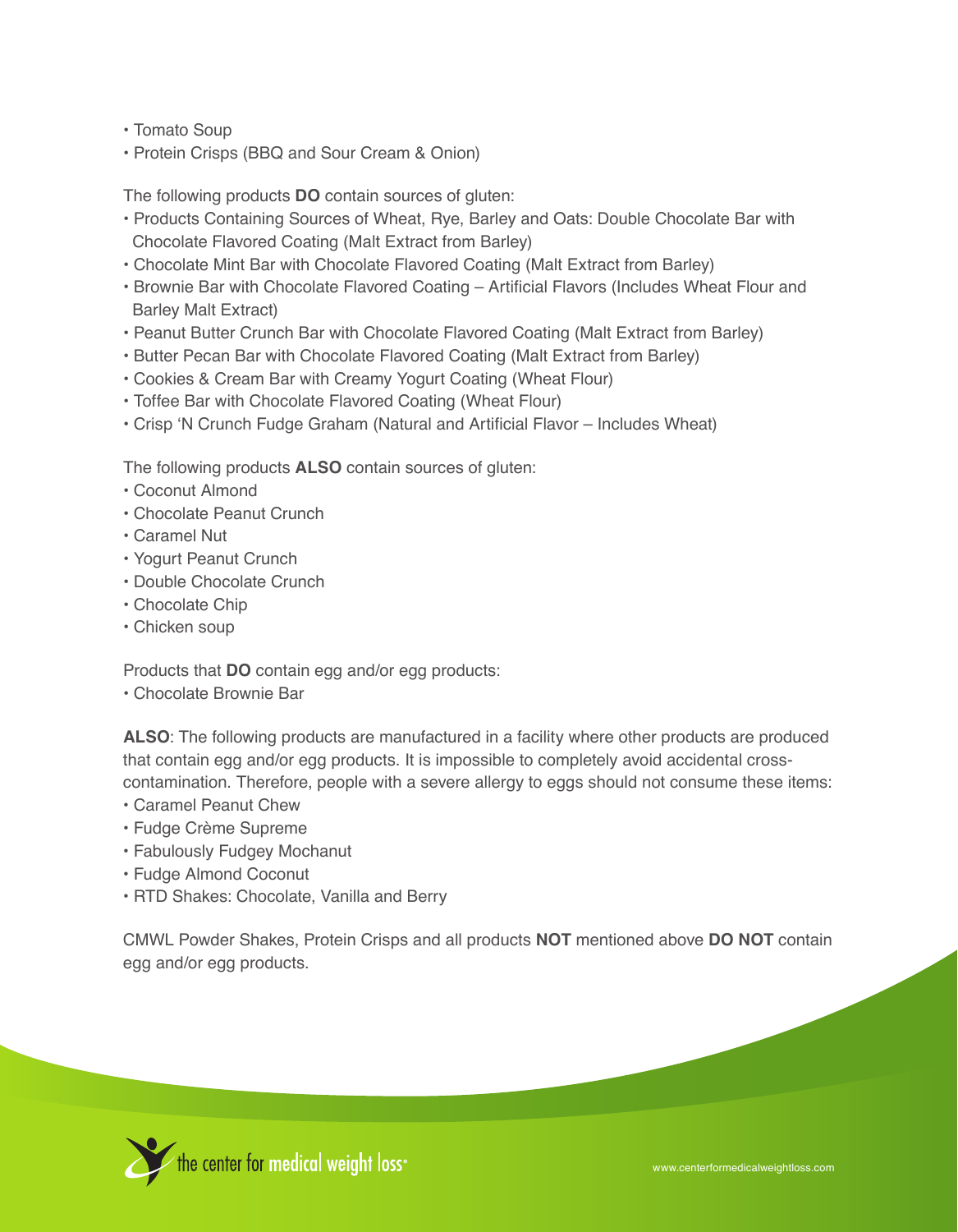- Tomato Soup
- Protein Crisps (BBQ and Sour Cream & Onion)

The following products **DO** contain sources of gluten:

- Products Containing Sources of Wheat, Rye, Barley and Oats: Double Chocolate Bar with Chocolate Flavored Coating (Malt Extract from Barley)
- Chocolate Mint Bar with Chocolate Flavored Coating (Malt Extract from Barley)
- Brownie Bar with Chocolate Flavored Coating – Artificial Flavors (Includes Wheat Flour and Barley Malt Extract)
- Peanut Butter Crunch Bar with Chocolate Flavored Coating (Malt Extract from Barley)
- Butter Pecan Bar with Chocolate Flavored Coating (Malt Extract from Barley)
- Cookies & Cream Bar with Creamy Yogurt Coating (Wheat Flour)
- Toffee Bar with Chocolate Flavored Coating (Wheat Flour)
- Crisp 'N Crunch Fudge Graham (Natural and Artificial Flavor – Includes Wheat)

The following products **ALSO** contain sources of gluten:

- Coconut Almond
- Chocolate Peanut Crunch
- Caramel Nut
- Yogurt Peanut Crunch
- Double Chocolate Crunch
- Chocolate Chip
- Chicken soup

Products that **DO** contain egg and/or egg products:

- Chocolate Brownie Bar

**ALSO**: The following products are manufactured in a facility where other products are produced that contain egg and/or egg products. It is impossible to completely avoid accidental cross-contamination. Therefore, people with a severe allergy to eggs should not consume these items:

- Caramel Peanut Chew
- Fudge Crème Supreme
- Fabulously Fudgey Mochanut
- Fudge Almond Coconut
- RTD Shakes: Chocolate, Vanilla and Berry

CMWL Powder Shakes, Protein Crisps and all products **NOT** mentioned above **DO NOT** contain egg and/or egg products.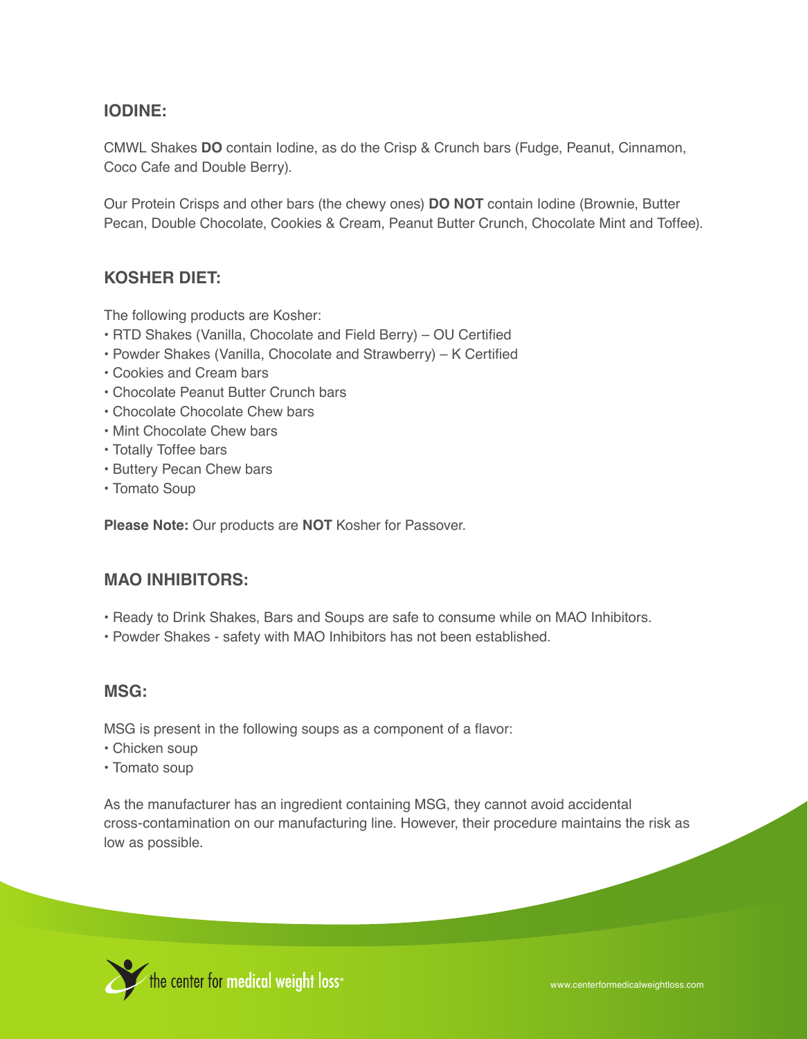## IODINE:

CMWL Shakes **DO** contain Iodine, as do the Crisp & Crunch bars (Fudge, Peanut, Cinnamon, Coco Cafe and Double Berry).

Our Protein Crisps and other bars (the chewy ones) **DO NOT** contain Iodine (Brownie, Butter Pecan, Double Chocolate, Cookies & Cream, Peanut Butter Crunch, Chocolate Mint and Toffee).

## KOSHER DIET:

The following products are Kosher:

- RTD Shakes (Vanilla, Chocolate and Field Berry) – OU Certified
- Powder Shakes (Vanilla, Chocolate and Strawberry) – K Certified
- Cookies and Cream bars
- Chocolate Peanut Butter Crunch bars
- Chocolate Chocolate Chew bars
- Mint Chocolate Chew bars
- Totally Toffee bars
- Buttery Pecan Chew bars
- Tomato Soup

**Please Note:** Our products are **NOT** Kosher for Passover.

## MAO INHIBITORS:

- Ready to Drink Shakes, Bars and Soups are safe to consume while on MAO Inhibitors.
- Powder Shakes - safety with MAO Inhibitors has not been established.

## MSG:

MSG is present in the following soups as a component of a flavor:

- Chicken soup
- Tomato soup

As the manufacturer has an ingredient containing MSG, they cannot avoid accidental cross-contamination on our manufacturing line. However, their procedure maintains the risk as low as possible.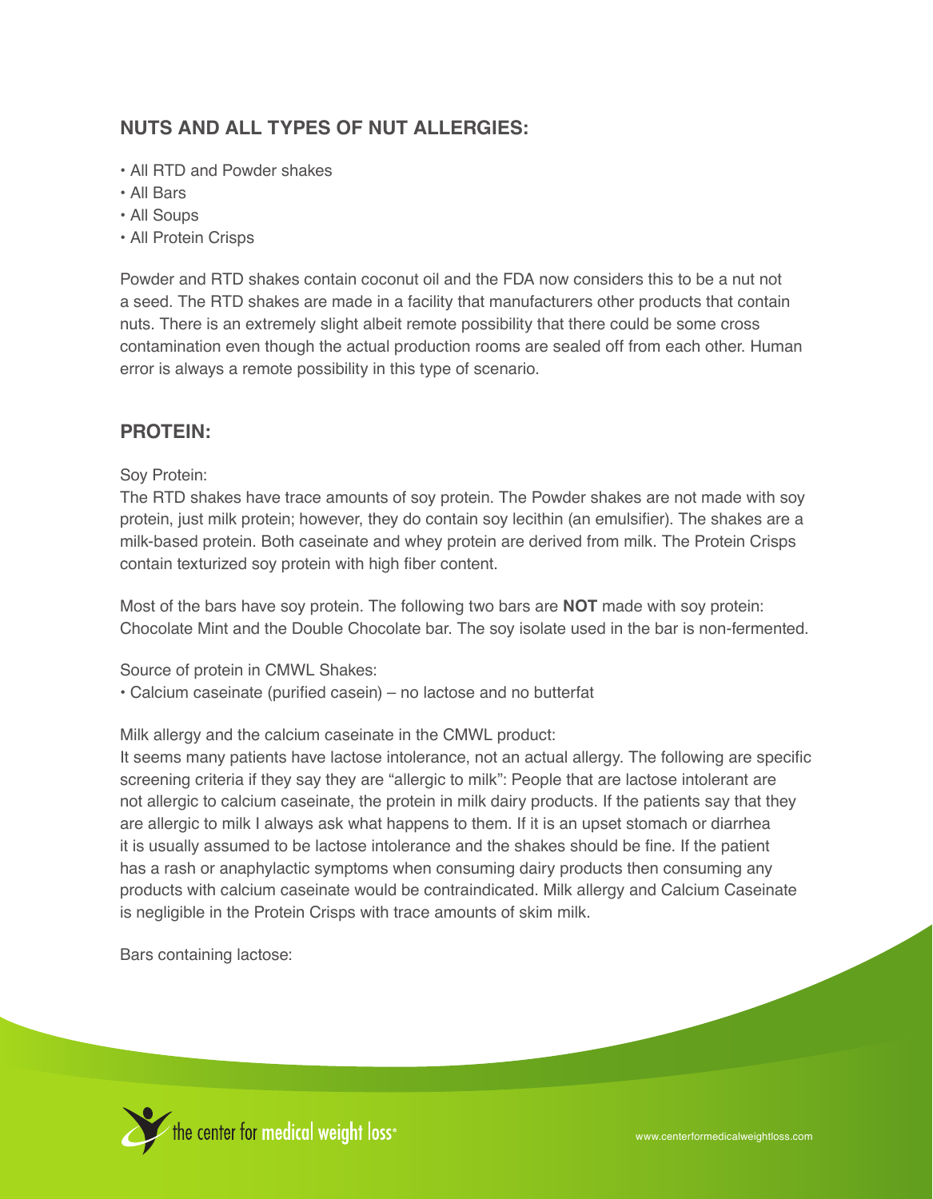## NUTS AND ALL TYPES OF NUT ALLERGIES:

- All RTD and Powder shakes
- All Bars
- All Soups
- All Protein Crisps

Powder and RTD shakes contain coconut oil and the FDA now considers this to be a nut not a seed. The RTD shakes are made in a facility that manufacturers other products that contain nuts. There is an extremely slight albeit remote possibility that there could be some cross contamination even though the actual production rooms are sealed off from each other. Human error is always a remote possibility in this type of scenario.

## PROTEIN:

Soy Protein:
The RTD shakes have trace amounts of soy protein. The Powder shakes are not made with soy protein, just milk protein; however, they do contain soy lecithin (an emulsifier). The shakes are a milk-based protein. Both caseinate and whey protein are derived from milk. The Protein Crisps contain texturized soy protein with high fiber content.

Most of the bars have soy protein. The following two bars are **NOT** made with soy protein: Chocolate Mint and the Double Chocolate bar. The soy isolate used in the bar is non-fermented.

Source of protein in CMWL Shakes:
- Calcium caseinate (purified casein) – no lactose and no butterfat

Milk allergy and the calcium caseinate in the CMWL product:
It seems many patients have lactose intolerance, not an actual allergy. The following are specific screening criteria if they say they are "allergic to milk": People that are lactose intolerant are not allergic to calcium caseinate, the protein in milk dairy products. If the patients say that they are allergic to milk I always ask what happens to them. If it is an upset stomach or diarrhea it is usually assumed to be lactose intolerance and the shakes should be fine. If the patient has a rash or anaphylactic symptoms when consuming dairy products then consuming any products with calcium caseinate would be contraindicated. Milk allergy and Calcium Caseinate is negligible in the Protein Crisps with trace amounts of skim milk.

Bars containing lactose: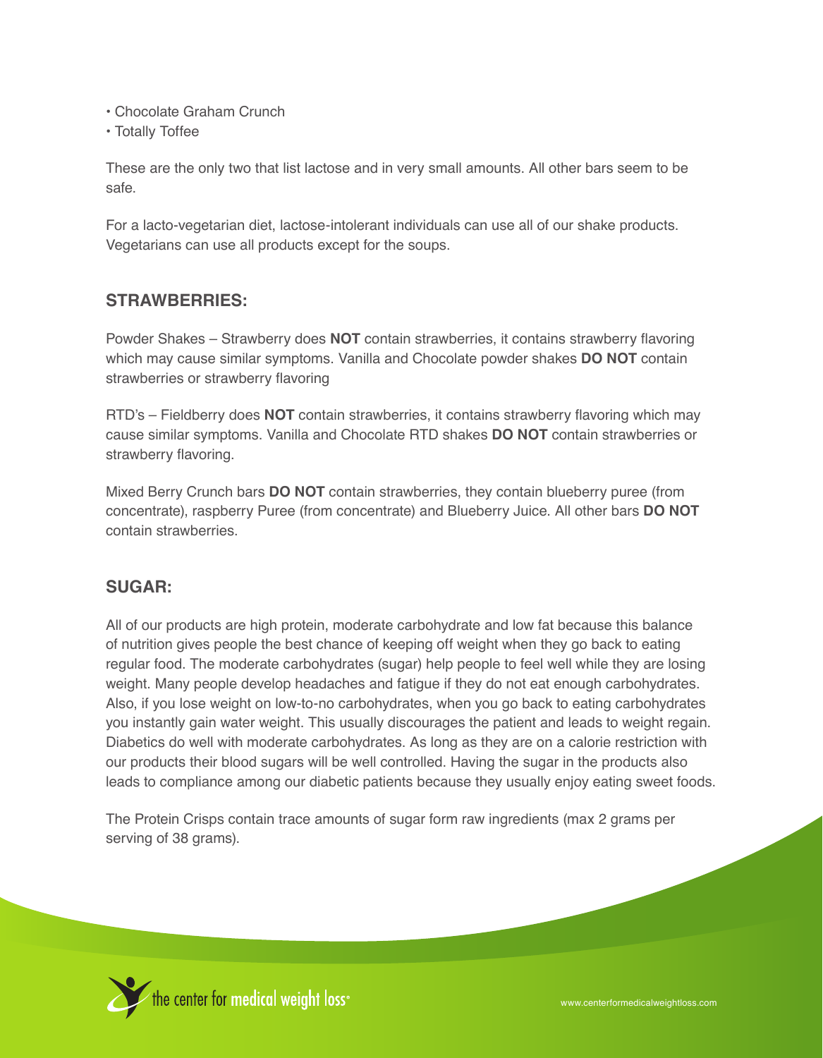- Chocolate Graham Crunch
- Totally Toffee

These are the only two that list lactose and in very small amounts. All other bars seem to be safe.

For a lacto-vegetarian diet, lactose-intolerant individuals can use all of our shake products. Vegetarians can use all products except for the soups.

## STRAWBERRIES:

Powder Shakes – Strawberry does **NOT** contain strawberries, it contains strawberry flavoring which may cause similar symptoms. Vanilla and Chocolate powder shakes **DO NOT** contain strawberries or strawberry flavoring

RTD's – Fieldberry does **NOT** contain strawberries, it contains strawberry flavoring which may cause similar symptoms. Vanilla and Chocolate RTD shakes **DO NOT** contain strawberries or strawberry flavoring.

Mixed Berry Crunch bars **DO NOT** contain strawberries, they contain blueberry puree (from concentrate), raspberry Puree (from concentrate) and Blueberry Juice. All other bars **DO NOT** contain strawberries.

## SUGAR:

All of our products are high protein, moderate carbohydrate and low fat because this balance of nutrition gives people the best chance of keeping off weight when they go back to eating regular food. The moderate carbohydrates (sugar) help people to feel well while they are losing weight. Many people develop headaches and fatigue if they do not eat enough carbohydrates. Also, if you lose weight on low-to-no carbohydrates, when you go back to eating carbohydrates you instantly gain water weight. This usually discourages the patient and leads to weight regain. Diabetics do well with moderate carbohydrates. As long as they are on a calorie restriction with our products their blood sugars will be well controlled. Having the sugar in the products also leads to compliance among our diabetic patients because they usually enjoy eating sweet foods.

The Protein Crisps contain trace amounts of sugar form raw ingredients (max 2 grams per serving of 38 grams).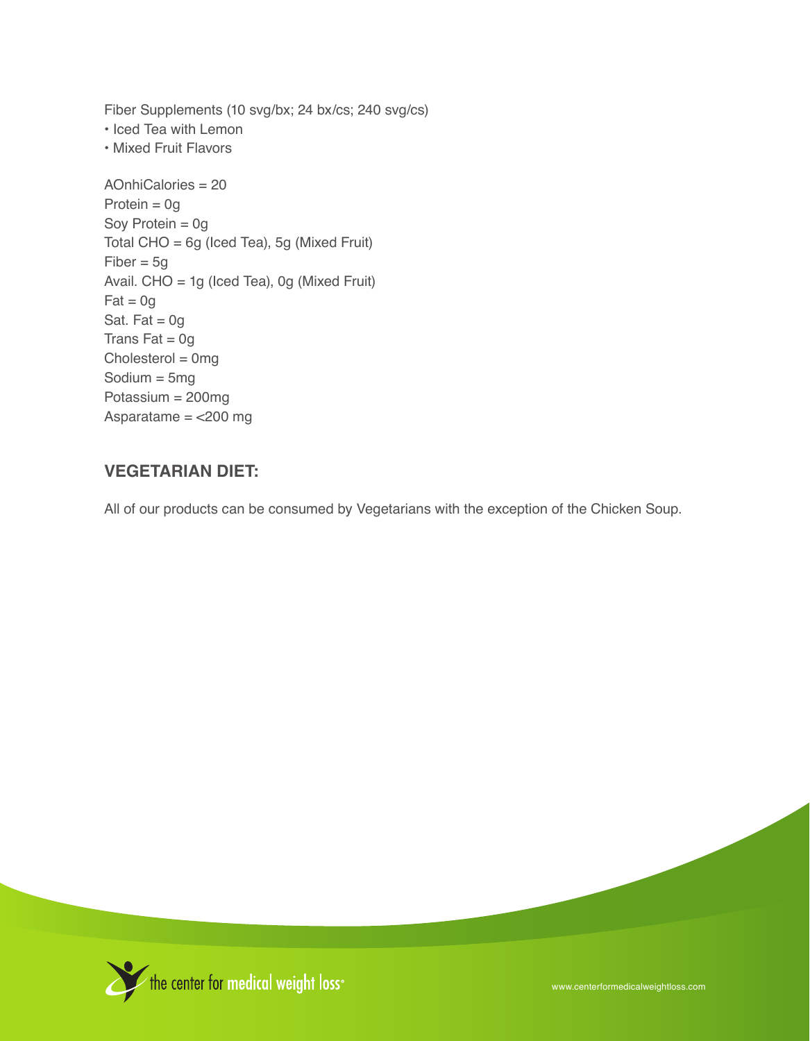Fiber Supplements (10 svg/bx; 24 bx/cs; 240 svg/cs)

- Iced Tea with Lemon
- Mixed Fruit Flavors

AOnhiCalories = 20
Protein = 0g
Soy Protein = 0g
Total CHO = 6g (Iced Tea), 5g (Mixed Fruit)
Fiber = 5g
Avail. CHO = 1g (Iced Tea), 0g (Mixed Fruit)
Fat = 0g
Sat. Fat = 0g
Trans Fat = 0g
Cholesterol = 0mg
Sodium = 5mg
Potassium = 200mg
Asparatame = <200 mg

## VEGETARIAN DIET:

All of our products can be consumed by Vegetarians with the exception of the Chicken Soup.